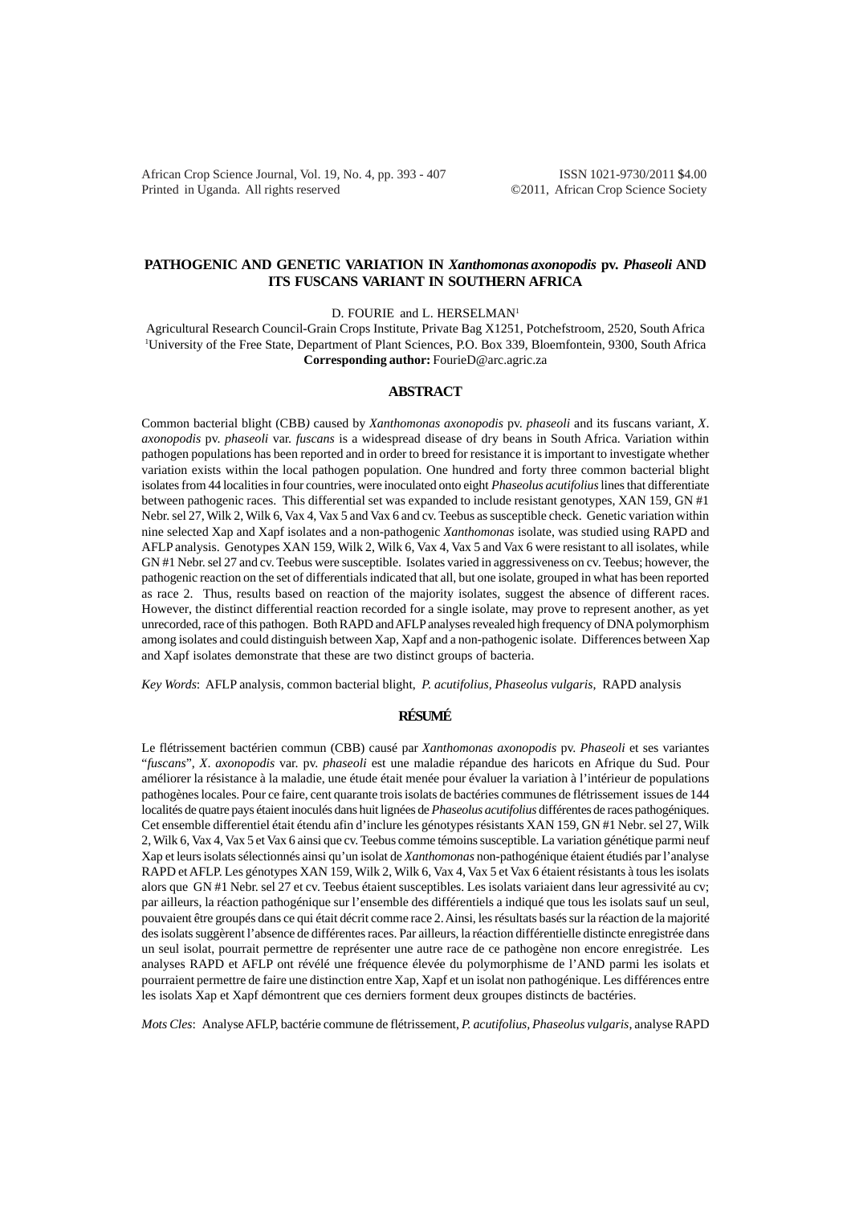# PATHOGENIC AND GENETIC VARIATION IN *Xanthomonas axonopodis* pv. *Phaseoli* AND ITS FUSCANS VARIANT IN SOUTHERN AFRICA

D. FOURIE and L. HERSELMAN[1]

Agricultural Research Council-Grain Crops Institute, Private Bag X1251, Potchefstroom, 2520, South Africa
[1]University of the Free State, Department of Plant Sciences, P.O. Box 339, Bloemfontein, 9300, South Africa
**Corresponding author:** FourieD@arc.agric.za

## ABSTRACT

Common bacterial blight (CBB*)* caused by *Xanthomonas axonopodis* pv. *phaseoli* and its fuscans variant, *X. axonopodis* pv. *phaseoli* var. *fuscans* is a widespread disease of dry beans in South Africa. Variation within pathogen populations has been reported and in order to breed for resistance it is important to investigate whether variation exists within the local pathogen population. One hundred and forty three common bacterial blight isolates from 44 localities in four countries, were inoculated onto eight *Phaseolus acutifolius* lines that differentiate between pathogenic races. This differential set was expanded to include resistant genotypes, XAN 159, GN #1 Nebr. sel 27, Wilk 2, Wilk 6, Vax 4, Vax 5 and Vax 6 and cv. Teebus as susceptible check. Genetic variation within nine selected Xap and Xapf isolates and a non-pathogenic *Xanthomonas* isolate, was studied using RAPD and AFLP analysis. Genotypes XAN 159, Wilk 2, Wilk 6, Vax 4, Vax 5 and Vax 6 were resistant to all isolates, while GN #1 Nebr. sel 27 and cv. Teebus were susceptible. Isolates varied in aggressiveness on cv. Teebus; however, the pathogenic reaction on the set of differentials indicated that all, but one isolate, grouped in what has been reported as race 2. Thus, results based on reaction of the majority isolates, suggest the absence of different races. However, the distinct differential reaction recorded for a single isolate, may prove to represent another, as yet unrecorded, race of this pathogen. Both RAPD and AFLP analyses revealed high frequency of DNA polymorphism among isolates and could distinguish between Xap, Xapf and a non-pathogenic isolate. Differences between Xap and Xapf isolates demonstrate that these are two distinct groups of bacteria.

*Key Words*: AFLP analysis, common bacterial blight, *P. acutifolius, Phaseolus vulgaris*, RAPD analysis

## RÉSUMÉ

Le flétrissement bactérien commun (CBB) causé par *Xanthomonas axonopodis* pv. *Phaseoli* et ses variantes "*fuscans*", *X. axonopodis* var. pv. *phaseoli* est une maladie répandue des haricots en Afrique du Sud. Pour améliorer la résistance à la maladie, une étude était menée pour évaluer la variation à l'intérieur de populations pathogènes locales. Pour ce faire, cent quarante trois isolats de bactéries communes de flétrissement issues de 144 localités de quatre pays étaient inoculés dans huit lignées de *Phaseolus acutifolius* différentes de races pathogéniques. Cet ensemble differentiel était étendu afin d'inclure les génotypes résistants XAN 159, GN #1 Nebr. sel 27, Wilk 2, Wilk 6, Vax 4, Vax 5 et Vax 6 ainsi que cv. Teebus comme témoins susceptible. La variation génétique parmi neuf Xap et leurs isolats sélectionnés ainsi qu'un isolat de *Xanthomonas* non-pathogénique étaient étudiés par l'analyse RAPD et AFLP. Les génotypes XAN 159, Wilk 2, Wilk 6, Vax 4, Vax 5 et Vax 6 étaient résistants à tous les isolats alors que GN #1 Nebr. sel 27 et cv. Teebus étaient susceptibles. Les isolats variaient dans leur agressivité au cv; par ailleurs, la réaction pathogénique sur l'ensemble des différentiels a indiqué que tous les isolats sauf un seul, pouvaient être groupés dans ce qui était décrit comme race 2. Ainsi, les résultats basés sur la réaction de la majorité des isolats suggèrent l'absence de différentes races. Par ailleurs, la réaction différentielle distincte enregistrée dans un seul isolat, pourrait permettre de représenter une autre race de ce pathogène non encore enregistrée. Les analyses RAPD et AFLP ont révélé une fréquence élevée du polymorphisme de l'AND parmi les isolats et pourraient permettre de faire une distinction entre Xap, Xapf et un isolat non pathogénique. Les différences entre les isolats Xap et Xapf démontrent que ces derniers forment deux groupes distincts de bactéries.

*Mots Cles*: Analyse AFLP, bactérie commune de flétrissement, *P. acutifolius, Phaseolus vulgaris*, analyse RAPD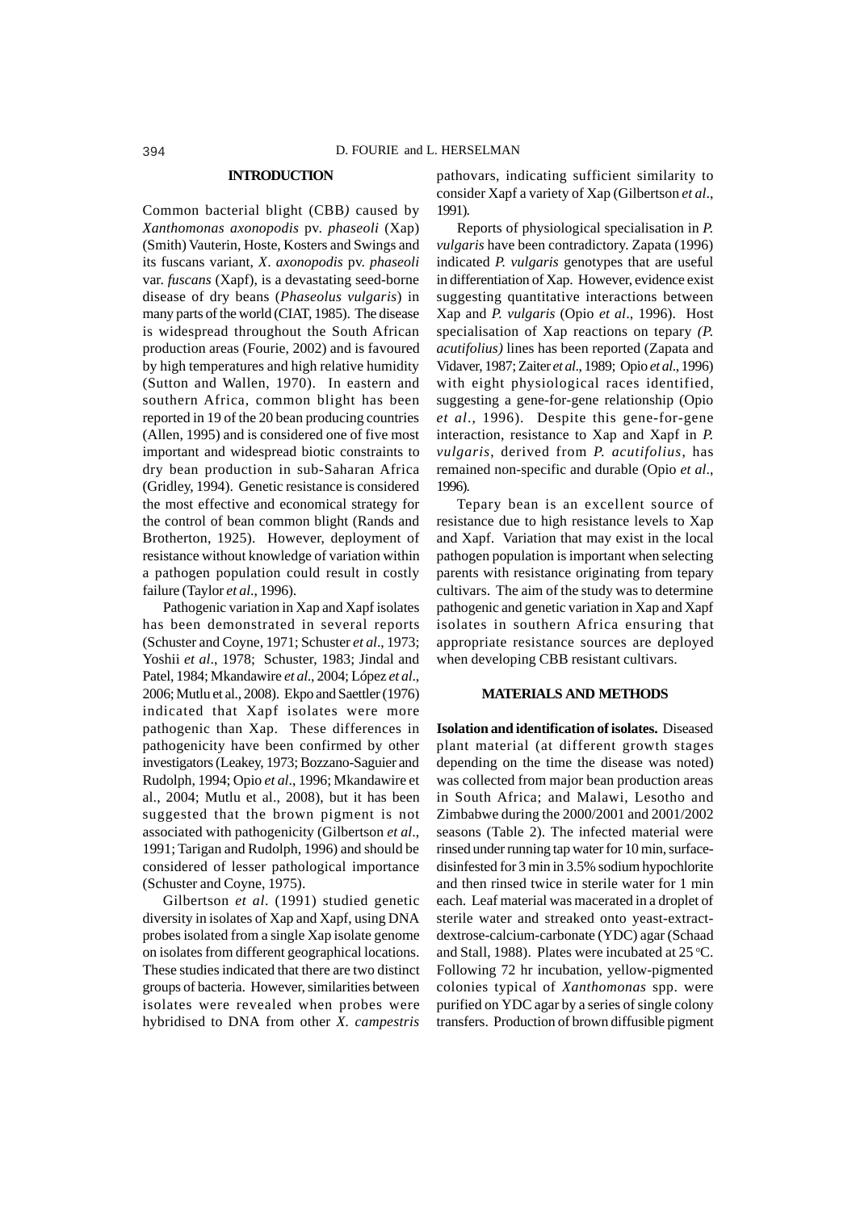## INTRODUCTION

Common bacterial blight (CBB*)* caused by *Xanthomonas axonopodis* pv. *phaseoli* (Xap) (Smith) Vauterin, Hoste, Kosters and Swings and its fuscans variant, *X*. *axonopodis* pv. *phaseoli* var. *fuscans* (Xapf), is a devastating seed-borne disease of dry beans (*Phaseolus vulgaris*) in many parts of the world (CIAT, 1985). The disease is widespread throughout the South African production areas (Fourie, 2002) and is favoured by high temperatures and high relative humidity (Sutton and Wallen, 1970). In eastern and southern Africa, common blight has been reported in 19 of the 20 bean producing countries (Allen, 1995) and is considered one of five most important and widespread biotic constraints to dry bean production in sub-Saharan Africa (Gridley, 1994). Genetic resistance is considered the most effective and economical strategy for the control of bean common blight (Rands and Brotherton, 1925). However, deployment of resistance without knowledge of variation within a pathogen population could result in costly failure (Taylor *et al*., 1996).

Pathogenic variation in Xap and Xapf isolates has been demonstrated in several reports (Schuster and Coyne, 1971; Schuster *et al*., 1973; Yoshii *et al*., 1978; Schuster, 1983; Jindal and Patel, 1984; Mkandawire *et al*., 2004; López *et al*., 2006; Mutlu et al., 2008). Ekpo and Saettler (1976) indicated that Xapf isolates were more pathogenic than Xap. These differences in pathogenicity have been confirmed by other investigators (Leakey, 1973; Bozzano-Saguier and Rudolph, 1994; Opio *et al*., 1996; Mkandawire et al., 2004; Mutlu et al., 2008), but it has been suggested that the brown pigment is not associated with pathogenicity (Gilbertson *et al*., 1991; Tarigan and Rudolph, 1996) and should be considered of lesser pathological importance (Schuster and Coyne, 1975).

Gilbertson *et al*. (1991) studied genetic diversity in isolates of Xap and Xapf, using DNA probes isolated from a single Xap isolate genome on isolates from different geographical locations. These studies indicated that there are two distinct groups of bacteria. However, similarities between isolates were revealed when probes were hybridised to DNA from other *X. campestris* pathovars, indicating sufficient similarity to consider Xapf a variety of Xap (Gilbertson *et al*., 1991).

Reports of physiological specialisation in *P. vulgaris* have been contradictory. Zapata (1996) indicated *P. vulgaris* genotypes that are useful in differentiation of Xap. However, evidence exist suggesting quantitative interactions between Xap and *P. vulgaris* (Opio *et al*., 1996). Host specialisation of Xap reactions on tepary *(P. acutifolius)* lines has been reported (Zapata and Vidaver, 1987; Zaiter *et al*., 1989; Opio *et al*., 1996) with eight physiological races identified, suggesting a gene-for-gene relationship (Opio *et al*., 1996). Despite this gene-for-gene interaction, resistance to Xap and Xapf in *P. vulgaris*, derived from *P. acutifolius*, has remained non-specific and durable (Opio *et al*., 1996).

Tepary bean is an excellent source of resistance due to high resistance levels to Xap and Xapf. Variation that may exist in the local pathogen population is important when selecting parents with resistance originating from tepary cultivars. The aim of the study was to determine pathogenic and genetic variation in Xap and Xapf isolates in southern Africa ensuring that appropriate resistance sources are deployed when developing CBB resistant cultivars.

## MATERIALS AND METHODS

**Isolation and identification of isolates.** Diseased plant material (at different growth stages depending on the time the disease was noted) was collected from major bean production areas in South Africa; and Malawi, Lesotho and Zimbabwe during the 2000/2001 and 2001/2002 seasons (Table 2). The infected material were rinsed under running tap water for 10 min, surface-disinfested for 3 min in 3.5% sodium hypochlorite and then rinsed twice in sterile water for 1 min each. Leaf material was macerated in a droplet of sterile water and streaked onto yeast-extract-dextrose-calcium-carbonate (YDC) agar (Schaad and Stall, 1988). Plates were incubated at 25 °C. Following 72 hr incubation, yellow-pigmented colonies typical of *Xanthomonas* spp. were purified on YDC agar by a series of single colony transfers. Production of brown diffusible pigment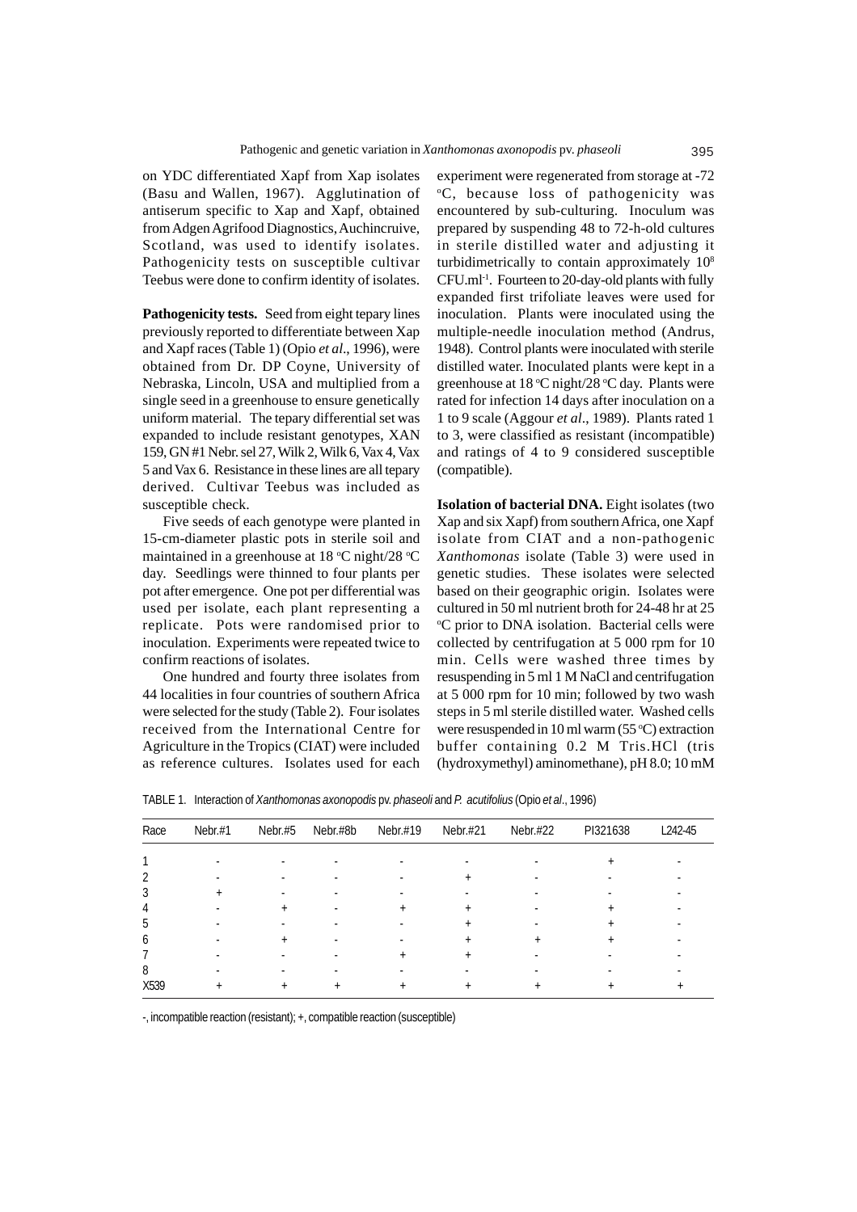on YDC differentiated Xapf from Xap isolates (Basu and Wallen, 1967). Agglutination of antiserum specific to Xap and Xapf, obtained from Adgen Agrifood Diagnostics, Auchincruive, Scotland, was used to identify isolates. Pathogenicity tests on susceptible cultivar Teebus were done to confirm identity of isolates.

**Pathogenicity tests.** Seed from eight tepary lines previously reported to differentiate between Xap and Xapf races (Table 1) (Opio *et al*., 1996), were obtained from Dr. DP Coyne, University of Nebraska, Lincoln, USA and multiplied from a single seed in a greenhouse to ensure genetically uniform material. The tepary differential set was expanded to include resistant genotypes, XAN 159, GN #1 Nebr. sel 27, Wilk 2, Wilk 6, Vax 4, Vax 5 and Vax 6. Resistance in these lines are all tepary derived. Cultivar Teebus was included as susceptible check.

Five seeds of each genotype were planted in 15-cm-diameter plastic pots in sterile soil and maintained in a greenhouse at 18 °C night/28 °C day. Seedlings were thinned to four plants per pot after emergence. One pot per differential was used per isolate, each plant representing a replicate. Pots were randomised prior to inoculation. Experiments were repeated twice to confirm reactions of isolates.

One hundred and fourty three isolates from 44 localities in four countries of southern Africa were selected for the study (Table 2). Four isolates received from the International Centre for Agriculture in the Tropics (CIAT) were included as reference cultures. Isolates used for each experiment were regenerated from storage at -72 °C, because loss of pathogenicity was encountered by sub-culturing. Inoculum was prepared by suspending 48 to 72-h-old cultures in sterile distilled water and adjusting it turbidimetrically to contain approximately $10^8$ $CFU.ml^{-1}$. Fourteen to 20-day-old plants with fully expanded first trifoliate leaves were used for inoculation. Plants were inoculated using the multiple-needle inoculation method (Andrus, 1948). Control plants were inoculated with sterile distilled water. Inoculated plants were kept in a greenhouse at 18 °C night/28 °C day. Plants were rated for infection 14 days after inoculation on a 1 to 9 scale (Aggour *et al*., 1989). Plants rated 1 to 3, were classified as resistant (incompatible) and ratings of 4 to 9 considered susceptible (compatible).

**Isolation of bacterial DNA.** Eight isolates (two Xap and six Xapf) from southern Africa, one Xapf isolate from CIAT and a non-pathogenic *Xanthomonas* isolate (Table 3) were used in genetic studies. These isolates were selected based on their geographic origin. Isolates were cultured in 50 ml nutrient broth for 24-48 hr at 25 °C prior to DNA isolation. Bacterial cells were collected by centrifugation at 5 000 rpm for 10 min. Cells were washed three times by resuspending in 5 ml 1 M NaCl and centrifugation at 5 000 rpm for 10 min; followed by two wash steps in 5 ml sterile distilled water. Washed cells were resuspended in 10 ml warm (55 °C) extraction buffer containing 0.2 M Tris.HCl (tris (hydroxymethyl) aminomethane), pH 8.0; 10 mM

TABLE 1. Interaction of *Xanthomonas axonopodis* pv. *phaseoli* and *P. acutifolius* (Opio *et al*., 1996)

| Race | Nebr.#1 | Nebr.#5 | Nebr.#8b | Nebr.#19 | Nebr.#21 | Nebr.#22 | PI321638 | L242-45 |
|---|---|---|---|---|---|---|---|---|
| 1 | - | - | - | - | - | - | + | - |
| 2 | - | - | - | - | + | - | - | - |
| 3 | + | - | - | - | - | - | - | - |
| 4 | - | + | - | + | + | - | + | - |
| 5 | - | - | - | - | + | - | + | - |
| 6 | - | + | - | - | + | + | + | - |
| 7 | - | - | - | + | + | - | - | - |
| 8 | - | - | - | - | - | - | - | - |
| X539 | + | + | + | + | + | + | + | + |

-, incompatible reaction (resistant); +, compatible reaction (susceptible)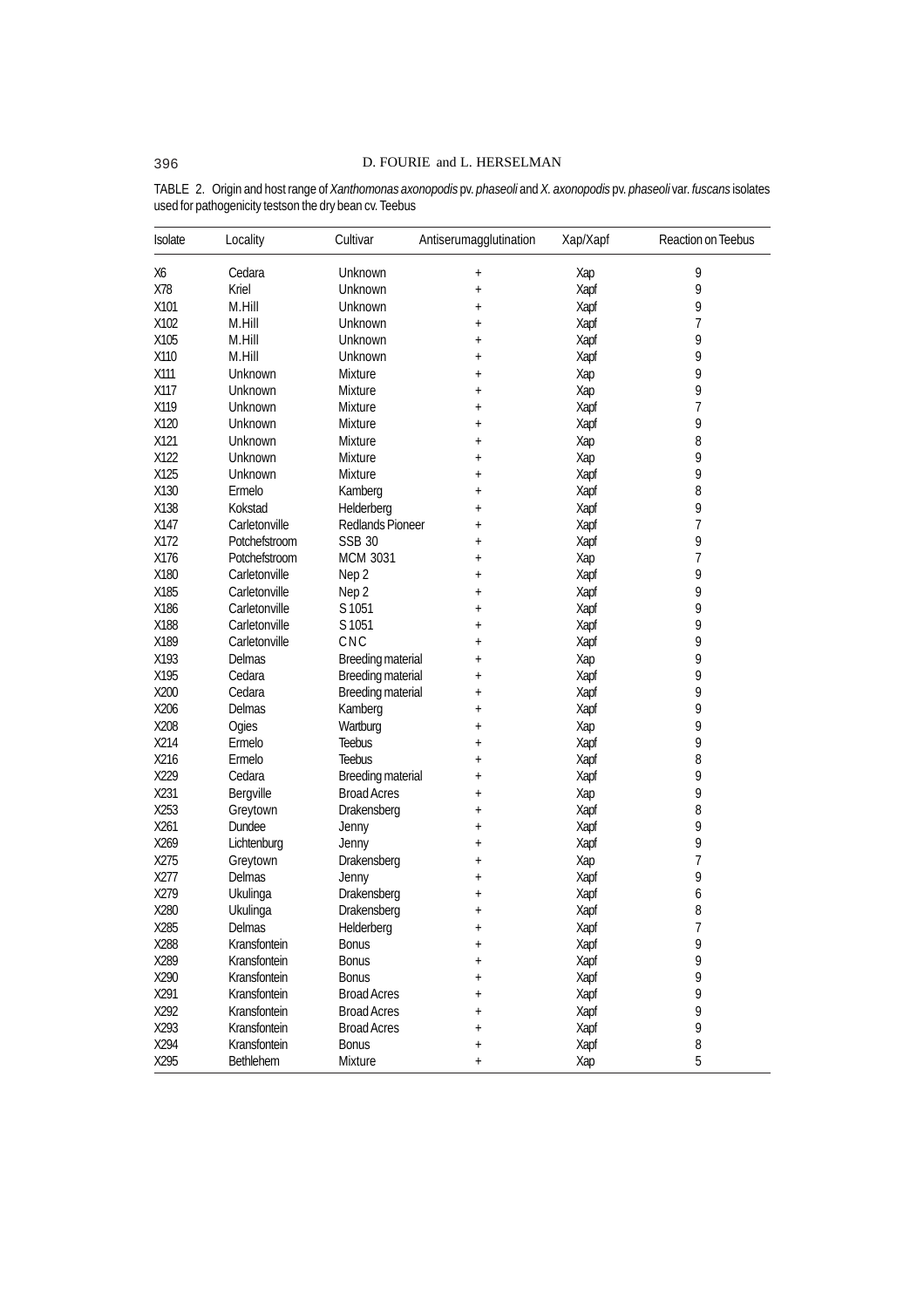TABLE 2. Origin and host range of *Xanthomonas axonopodis* pv. *phaseoli* and *X. axonopodis* pv. *phaseoli* var. *fuscans* isolates used for pathogenicity testson the dry bean cv. Teebus

| Isolate | Locality | Cultivar | Antiserumagglutination | Xap/Xapf | Reaction on Teebus |
|---|---|---|---|---|---|
| X6 | Cedara | Unknown | + | Xap | 9 |
| X78 | Kriel | Unknown | + | Xapf | 9 |
| X101 | M.Hill | Unknown | + | Xapf | 9 |
| X102 | M.Hill | Unknown | + | Xapf | 7 |
| X105 | M.Hill | Unknown | + | Xapf | 9 |
| X110 | M.Hill | Unknown | + | Xapf | 9 |
| X111 | Unknown | Mixture | + | Xap | 9 |
| X117 | Unknown | Mixture | + | Xap | 9 |
| X119 | Unknown | Mixture | + | Xapf | 7 |
| X120 | Unknown | Mixture | + | Xapf | 9 |
| X121 | Unknown | Mixture | + | Xap | 8 |
| X122 | Unknown | Mixture | + | Xap | 9 |
| X125 | Unknown | Mixture | + | Xapf | 9 |
| X130 | Ermelo | Kamberg | + | Xapf | 8 |
| X138 | Kokstad | Helderberg | + | Xapf | 9 |
| X147 | Carletonville | Redlands Pioneer | + | Xapf | 7 |
| X172 | Potchefstroom | SSB 30 | + | Xapf | 9 |
| X176 | Potchefstroom | MCM 3031 | + | Xap | 7 |
| X180 | Carletonville | Nep 2 | + | Xapf | 9 |
| X185 | Carletonville | Nep 2 | + | Xapf | 9 |
| X186 | Carletonville | S 1051 | + | Xapf | 9 |
| X188 | Carletonville | S 1051 | + | Xapf | 9 |
| X189 | Carletonville | CNC | + | Xapf | 9 |
| X193 | Delmas | Breeding material | + | Xap | 9 |
| X195 | Cedara | Breeding material | + | Xapf | 9 |
| X200 | Cedara | Breeding material | + | Xapf | 9 |
| X206 | Delmas | Kamberg | + | Xapf | 9 |
| X208 | Ogies | Wartburg | + | Xap | 9 |
| X214 | Ermelo | Teebus | + | Xapf | 9 |
| X216 | Ermelo | Teebus | + | Xapf | 8 |
| X229 | Cedara | Breeding material | + | Xapf | 9 |
| X231 | Bergville | Broad Acres | + | Xap | 9 |
| X253 | Greytown | Drakensberg | + | Xapf | 8 |
| X261 | Dundee | Jenny | + | Xapf | 9 |
| X269 | Lichtenburg | Jenny | + | Xapf | 9 |
| X275 | Greytown | Drakensberg | + | Xap | 7 |
| X277 | Delmas | Jenny | + | Xapf | 9 |
| X279 | Ukulinga | Drakensberg | + | Xapf | 6 |
| X280 | Ukulinga | Drakensberg | + | Xapf | 8 |
| X285 | Delmas | Helderberg | + | Xapf | 7 |
| X288 | Kransfontein | Bonus | + | Xapf | 9 |
| X289 | Kransfontein | Bonus | + | Xapf | 9 |
| X290 | Kransfontein | Bonus | + | Xapf | 9 |
| X291 | Kransfontein | Broad Acres | + | Xapf | 9 |
| X292 | Kransfontein | Broad Acres | + | Xapf | 9 |
| X293 | Kransfontein | Broad Acres | + | Xapf | 9 |
| X294 | Kransfontein | Bonus | + | Xapf | 8 |
| X295 | Bethlehem | Mixture | + | Xap | 5 |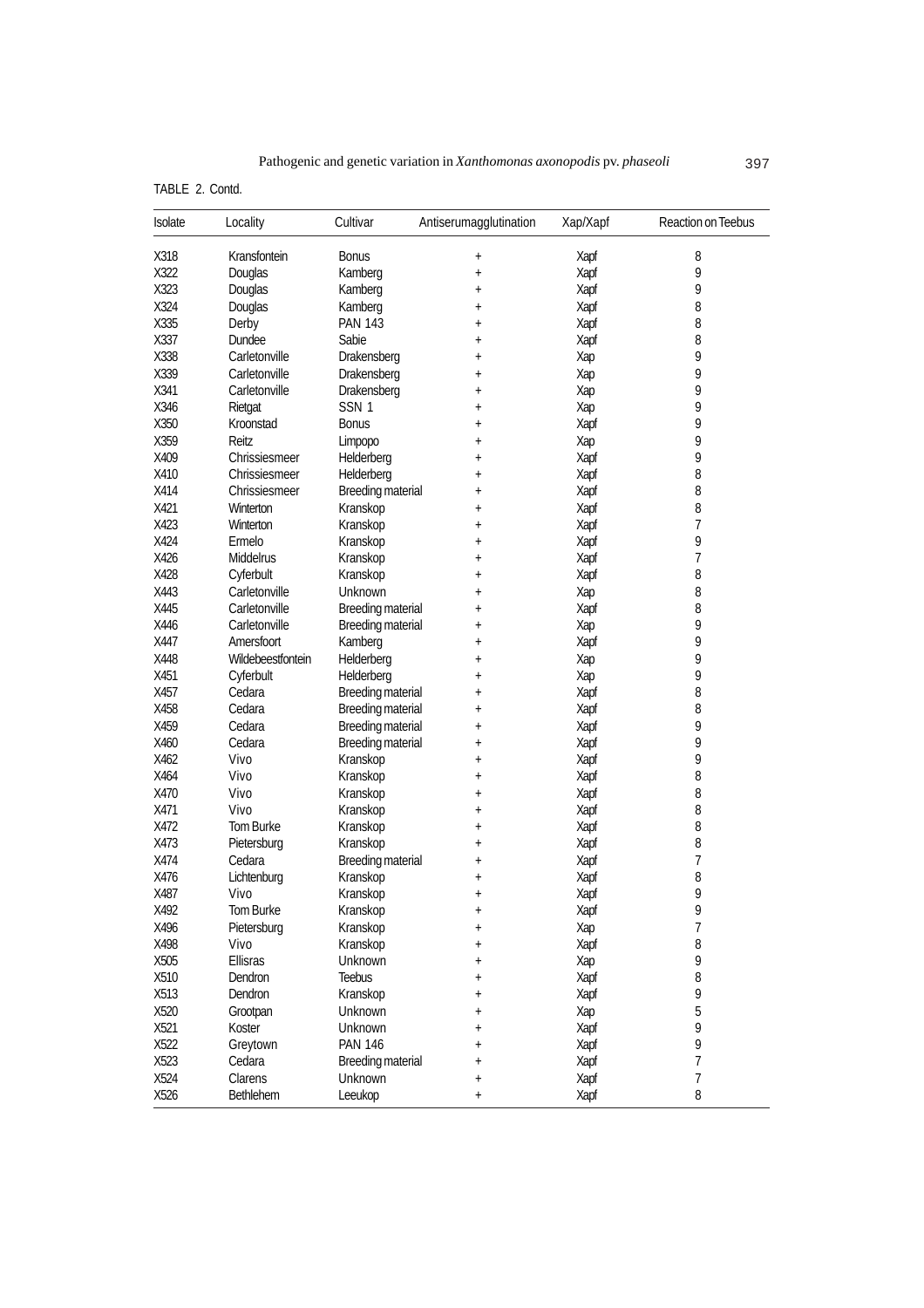TABLE 2. Contd.

| Isolate | Locality | Cultivar | Antiserumagglutination | Xap/Xapf | Reaction on Teebus |
|---|---|---|---|---|---|
| X318 | Kransfontein | Bonus | + | Xapf | 8 |
| X322 | Douglas | Kamberg | + | Xapf | 9 |
| X323 | Douglas | Kamberg | + | Xapf | 9 |
| X324 | Douglas | Kamberg | + | Xapf | 8 |
| X335 | Derby | PAN 143 | + | Xapf | 8 |
| X337 | Dundee | Sabie | + | Xapf | 8 |
| X338 | Carletonville | Drakensberg | + | Xap | 9 |
| X339 | Carletonville | Drakensberg | + | Xap | 9 |
| X341 | Carletonville | Drakensberg | + | Xap | 9 |
| X346 | Rietgat | SSN 1 | + | Xap | 9 |
| X350 | Kroonstad | Bonus | + | Xapf | 9 |
| X359 | Reitz | Limpopo | + | Xap | 9 |
| X409 | Chrissiesmeer | Helderberg | + | Xapf | 9 |
| X410 | Chrissiesmeer | Helderberg | + | Xapf | 8 |
| X414 | Chrissiesmeer | Breeding material | + | Xapf | 8 |
| X421 | Winterton | Kranskop | + | Xapf | 8 |
| X423 | Winterton | Kranskop | + | Xapf | 7 |
| X424 | Ermelo | Kranskop | + | Xapf | 9 |
| X426 | Middelrus | Kranskop | + | Xapf | 7 |
| X428 | Cyferbult | Kranskop | + | Xapf | 8 |
| X443 | Carletonville | Unknown | + | Xap | 8 |
| X445 | Carletonville | Breeding material | + | Xapf | 8 |
| X446 | Carletonville | Breeding material | + | Xap | 9 |
| X447 | Amersfoort | Kamberg | + | Xapf | 9 |
| X448 | Wildebeestfontein | Helderberg | + | Xap | 9 |
| X451 | Cyferbult | Helderberg | + | Xap | 9 |
| X457 | Cedara | Breeding material | + | Xapf | 8 |
| X458 | Cedara | Breeding material | + | Xapf | 8 |
| X459 | Cedara | Breeding material | + | Xapf | 9 |
| X460 | Cedara | Breeding material | + | Xapf | 9 |
| X462 | Vivo | Kranskop | + | Xapf | 9 |
| X464 | Vivo | Kranskop | + | Xapf | 8 |
| X470 | Vivo | Kranskop | + | Xapf | 8 |
| X471 | Vivo | Kranskop | + | Xapf | 8 |
| X472 | Tom Burke | Kranskop | + | Xapf | 8 |
| X473 | Pietersburg | Kranskop | + | Xapf | 8 |
| X474 | Cedara | Breeding material | + | Xapf | 7 |
| X476 | Lichtenburg | Kranskop | + | Xapf | 8 |
| X487 | Vivo | Kranskop | + | Xapf | 9 |
| X492 | Tom Burke | Kranskop | + | Xapf | 9 |
| X496 | Pietersburg | Kranskop | + | Xap | 7 |
| X498 | Vivo | Kranskop | + | Xapf | 8 |
| X505 | Ellisras | Unknown | + | Xap | 9 |
| X510 | Dendron | Teebus | + | Xapf | 8 |
| X513 | Dendron | Kranskop | + | Xapf | 9 |
| X520 | Grootpan | Unknown | + | Xap | 5 |
| X521 | Koster | Unknown | + | Xapf | 9 |
| X522 | Greytown | PAN 146 | + | Xapf | 9 |
| X523 | Cedara | Breeding material | + | Xapf | 7 |
| X524 | Clarens | Unknown | + | Xapf | 7 |
| X526 | Bethlehem | Leeukop | + | Xapf | 8 |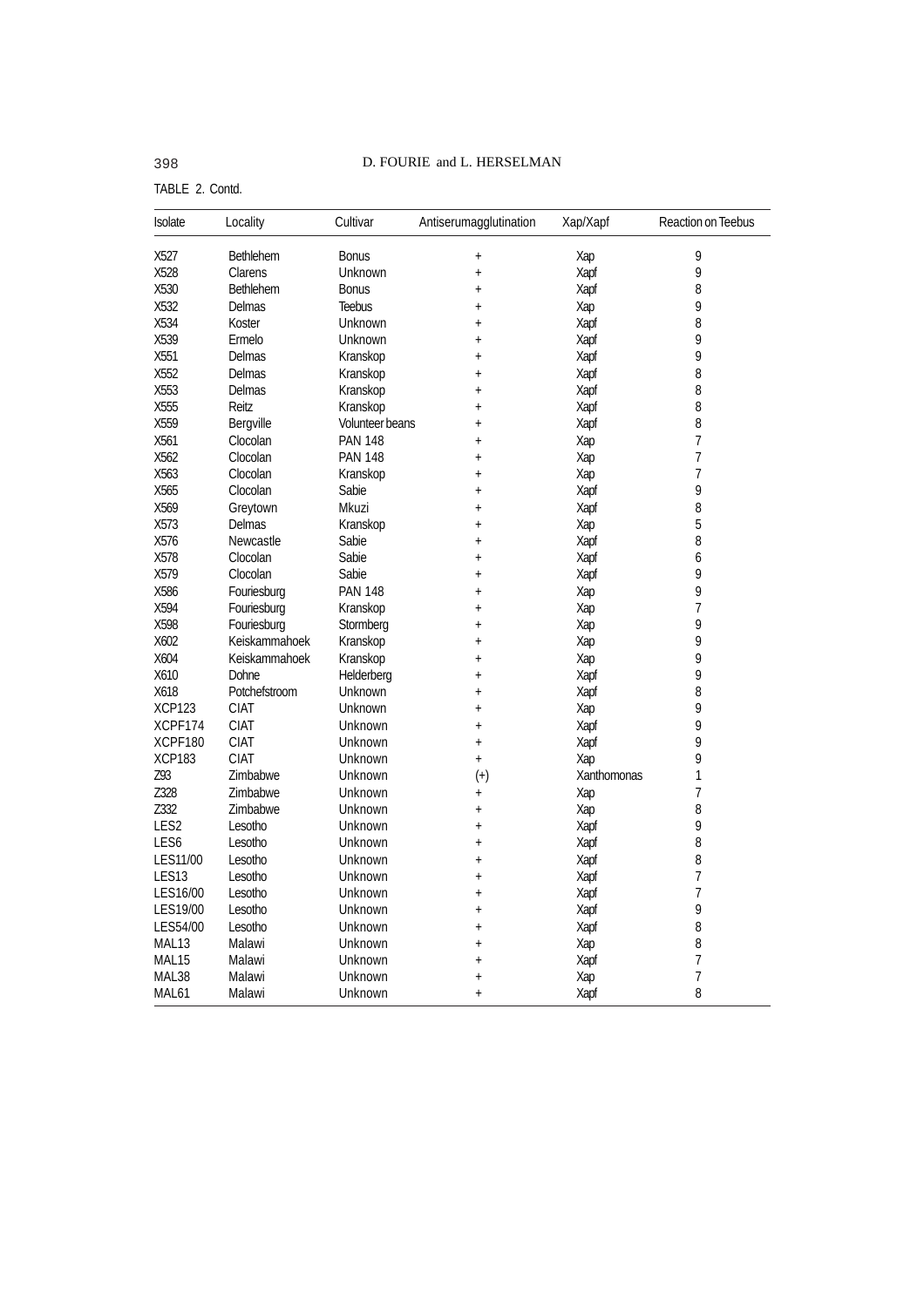TABLE 2. Contd.

| Isolate | Locality | Cultivar | Antiserumagglutination | Xap/Xapf | Reaction on Teebus |
|---|---|---|---|---|---|
| X527 | Bethlehem | Bonus | + | Xap | 9 |
| X528 | Clarens | Unknown | + | Xapf | 9 |
| X530 | Bethlehem | Bonus | + | Xapf | 8 |
| X532 | Delmas | Teebus | + | Xap | 9 |
| X534 | Koster | Unknown | + | Xapf | 8 |
| X539 | Ermelo | Unknown | + | Xapf | 9 |
| X551 | Delmas | Kranskop | + | Xapf | 9 |
| X552 | Delmas | Kranskop | + | Xapf | 8 |
| X553 | Delmas | Kranskop | + | Xapf | 8 |
| X555 | Reitz | Kranskop | + | Xapf | 8 |
| X559 | Bergville | Volunteer beans | + | Xapf | 8 |
| X561 | Clocolan | PAN 148 | + | Xap | 7 |
| X562 | Clocolan | PAN 148 | + | Xap | 7 |
| X563 | Clocolan | Kranskop | + | Xap | 7 |
| X565 | Clocolan | Sabie | + | Xapf | 9 |
| X569 | Greytown | Mkuzi | + | Xapf | 8 |
| X573 | Delmas | Kranskop | + | Xap | 5 |
| X576 | Newcastle | Sabie | + | Xapf | 8 |
| X578 | Clocolan | Sabie | + | Xapf | 6 |
| X579 | Clocolan | Sabie | + | Xapf | 9 |
| X586 | Fouriesburg | PAN 148 | + | Xap | 9 |
| X594 | Fouriesburg | Kranskop | + | Xap | 7 |
| X598 | Fouriesburg | Stormberg | + | Xap | 9 |
| X602 | Keiskammahoek | Kranskop | + | Xap | 9 |
| X604 | Keiskammahoek | Kranskop | + | Xap | 9 |
| X610 | Dohne | Helderberg | + | Xapf | 9 |
| X618 | Potchefstroom | Unknown | + | Xapf | 8 |
| XCP123 | CIAT | Unknown | + | Xap | 9 |
| XCPF174 | CIAT | Unknown | + | Xapf | 9 |
| XCPF180 | CIAT | Unknown | + | Xapf | 9 |
| XCP183 | CIAT | Unknown | + | Xap | 9 |
| Z93 | Zimbabwe | Unknown | (+) | Xanthomonas | 1 |
| Z328 | Zimbabwe | Unknown | + | Xap | 7 |
| Z332 | Zimbabwe | Unknown | + | Xap | 8 |
| LES2 | Lesotho | Unknown | + | Xapf | 9 |
| LES6 | Lesotho | Unknown | + | Xapf | 8 |
| LES11/00 | Lesotho | Unknown | + | Xapf | 8 |
| LES13 | Lesotho | Unknown | + | Xapf | 7 |
| LES16/00 | Lesotho | Unknown | + | Xapf | 7 |
| LES19/00 | Lesotho | Unknown | + | Xapf | 9 |
| LES54/00 | Lesotho | Unknown | + | Xapf | 8 |
| MAL13 | Malawi | Unknown | + | Xap | 8 |
| MAL15 | Malawi | Unknown | + | Xapf | 7 |
| MAL38 | Malawi | Unknown | + | Xap | 7 |
| MAL61 | Malawi | Unknown | + | Xapf | 8 |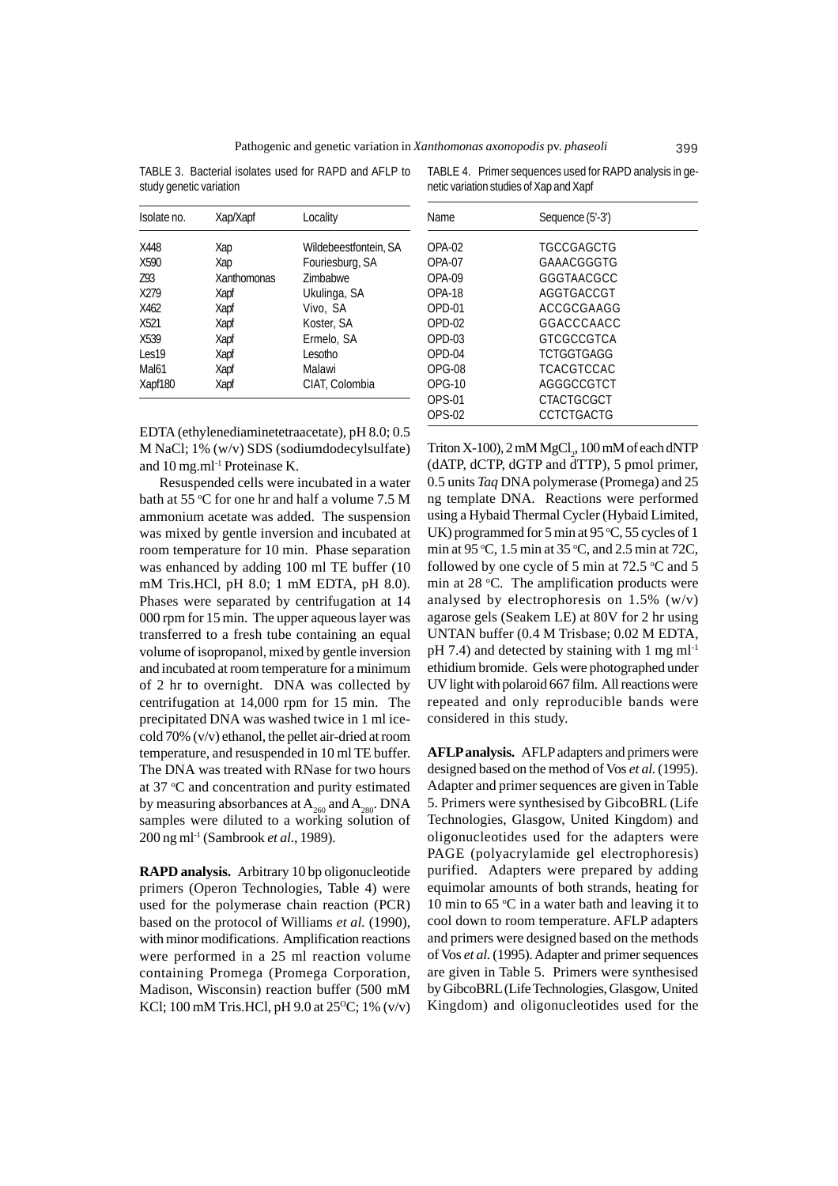TABLE 3. Bacterial isolates used for RAPD and AFLP to study genetic variation

| Isolate no. | Xap/Xapf | Locality |
|---|---|---|
| X448 | Xap | Wildebeestfontein, SA |
| X590 | Xap | Fouriesburg, SA |
| Z93 | Xanthomonas | Zimbabwe |
| X279 | Xapf | Ukulinga, SA |
| X462 | Xapf | Vivo, SA |
| X521 | Xapf | Koster, SA |
| X539 | Xapf | Ermelo, SA |
| Les19 | Xapf | Lesotho |
| Mal61 | Xapf | Malawi |
| Xapf180 | Xapf | CIAT, Colombia |

EDTA (ethylenediaminetetetraacetate), pH 8.0; 0.5 M NaCl; 1% (w/v) SDS (sodiumdodecylsulfate) and 10 mg.ml$^{-1}$ Proteinase K.

Resuspended cells were incubated in a water bath at 55 °C for one hr and half a volume 7.5 M ammonium acetate was added. The suspension was mixed by gentle inversion and incubated at room temperature for 10 min. Phase separation was enhanced by adding 100 ml TE buffer (10 mM Tris.HCl, pH 8.0; 1 mM EDTA, pH 8.0). Phases were separated by centrifugation at 14 000 rpm for 15 min. The upper aqueous layer was transferred to a fresh tube containing an equal volume of isopropanol, mixed by gentle inversion and incubated at room temperature for a minimum of 2 hr to overnight. DNA was collected by centrifugation at 14,000 rpm for 15 min. The precipitated DNA was washed twice in 1 ml ice-cold 70% (v/v) ethanol, the pellet air-dried at room temperature, and resuspended in 10 ml TE buffer. The DNA was treated with RNase for two hours at 37 °C and concentration and purity estimated by measuring absorbances at $A_{260}$ and $A_{280}$. DNA samples were diluted to a working solution of 200 ng ml$^{-1}$ (Sambrook *et al*., 1989).

**RAPD analysis.** Arbitrary 10 bp oligonucleotide primers (Operon Technologies, Table 4) were used for the polymerase chain reaction (PCR) based on the protocol of Williams *et al.* (1990), with minor modifications. Amplification reactions were performed in a 25 ml reaction volume containing Promega (Promega Corporation, Madison, Wisconsin) reaction buffer (500 mM KCl; 100 mM Tris.HCl, pH 9.0 at 25°C; 1% (v/v) Triton X-100), 2 mM $MgCl_2$, 100 mM of each dNTP (dATP, dCTP, dGTP and dTTP), 5 pmol primer, 0.5 units *Taq* DNA polymerase (Promega) and 25 ng template DNA. Reactions were performed using a Hybaid Thermal Cycler (Hybaid Limited, UK) programmed for 5 min at 95 °C, 55 cycles of 1 min at 95 °C, 1.5 min at 35 °C, and 2.5 min at 72C, followed by one cycle of 5 min at 72.5 °C and 5 min at 28 °C. The amplification products were analysed by electrophoresis on 1.5% (w/v) agarose gels (Seakem LE) at 80V for 2 hr using UNTAN buffer (0.4 M Trisbase; 0.02 M EDTA, pH 7.4) and detected by staining with 1 mg ml$^{-1}$ ethidium bromide. Gels were photographed under UV light with polaroid 667 film. All reactions were repeated and only reproducible bands were considered in this study.

TABLE 4. Primer sequences used for RAPD analysis in genetic variation studies of Xap and Xapf

| Name | Sequence (5'-3') |
|---|---|
| OPA-02 | TGCCGAGCTG |
| OPA-07 | GAAACGGGTG |
| OPA-09 | GGGTAACGCC |
| OPA-18 | AGGTGACCGT |
| OPD-01 | ACCGCGAAGG |
| OPD-02 | GGACCCAACC |
| OPD-03 | GTCGCCGTCA |
| OPD-04 | TCTGGTGAGG |
| OPG-08 | TCACGTCCAC |
| OPG-10 | AGGGCCGTCT |
| OPS-01 | CTACTGCGCT |
| OPS-02 | CCTCTGACTG |

**AFLP analysis.** AFLP adapters and primers were designed based on the method of Vos *et al.* (1995). Adapter and primer sequences are given in Table 5. Primers were synthesised by GibcoBRL (Life Technologies, Glasgow, United Kingdom) and oligonucleotides used for the adapters were PAGE (polyacrylamide gel electrophoresis) purified. Adapters were prepared by adding equimolar amounts of both strands, heating for 10 min to 65 °C in a water bath and leaving it to cool down to room temperature. AFLP adapters and primers were designed based on the methods of Vos *et al.* (1995). Adapter and primer sequences are given in Table 5. Primers were synthesised by GibcoBRL (Life Technologies, Glasgow, United Kingdom) and oligonucleotides used for the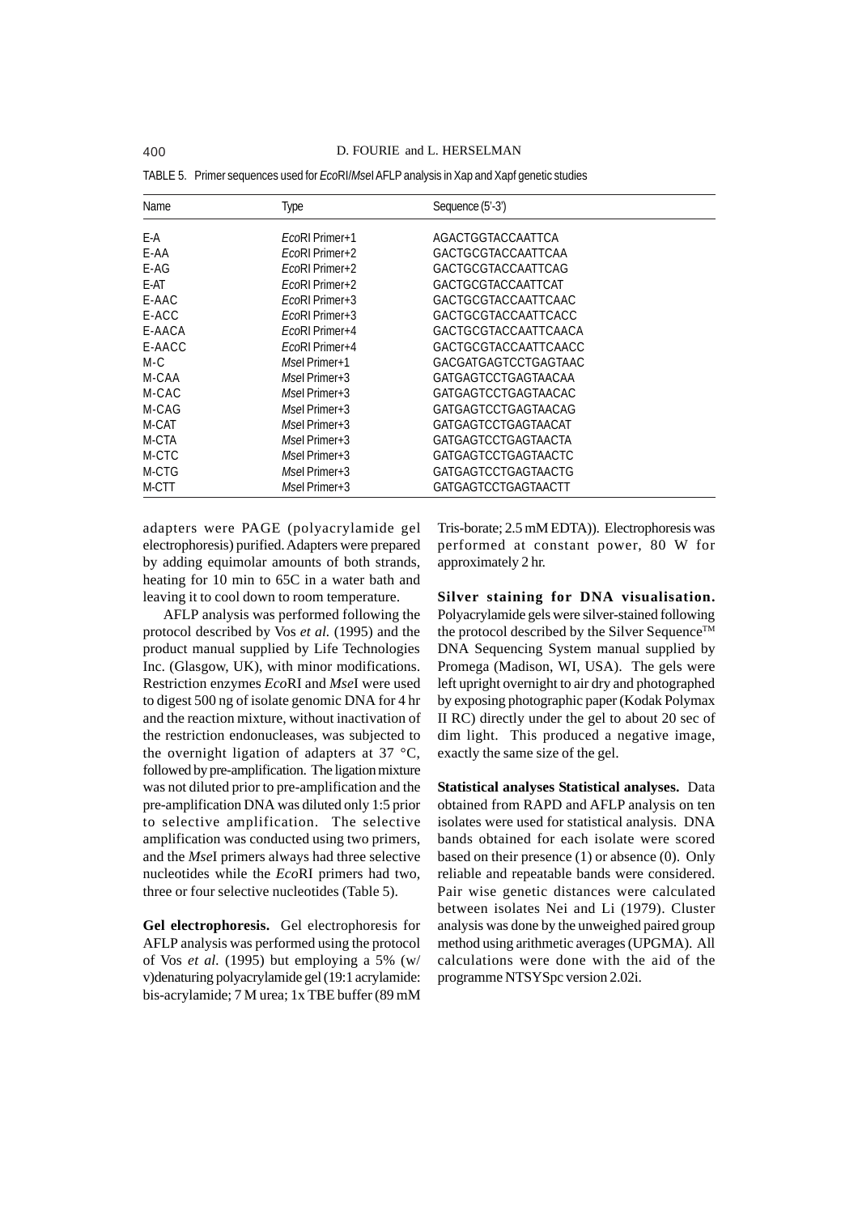TABLE 5. Primer sequences used for *Eco*RI/*Mse*I AFLP analysis in Xap and Xapf genetic studies

| Name | Type | Sequence (5'-3') |
|---|---|---|
| E-A | *Eco*RI Primer+1 | AGACTGGTACCAATTCA |
| E-AA | *Eco*RI Primer+2 | GACTGCGTACCAATTCAA |
| E-AG | *Eco*RI Primer+2 | GACTGCGTACCAATTCAG |
| E-AT | *Eco*RI Primer+2 | GACTGCGTACCAATTCAT |
| E-AAC | *Eco*RI Primer+3 | GACTGCGTACCAATTCAAC |
| E-ACC | *Eco*RI Primer+3 | GACTGCGTACCAATTCACC |
| E-AACA | *Eco*RI Primer+4 | GACTGCGTACCAATTCAACA |
| E-AACC | *Eco*RI Primer+4 | GACTGCGTACCAATTCAACC |
| M-C | *Mse*I Primer+1 | GACGATGAGTCCTGAGTAAC |
| M-CAA | *Mse*I Primer+3 | GATGAGTCCTGAGTAACAA |
| M-CAC | *Mse*I Primer+3 | GATGAGTCCTGAGTAACAC |
| M-CAG | *Mse*I Primer+3 | GATGAGTCCTGAGTAACAG |
| M-CAT | *Mse*I Primer+3 | GATGAGTCCTGAGTAACAT |
| M-CTA | *Mse*I Primer+3 | GATGAGTCCTGAGTAACTA |
| M-CTC | *Mse*I Primer+3 | GATGAGTCCTGAGTAACTC |
| M-CTG | *Mse*I Primer+3 | GATGAGTCCTGAGTAACTG |
| M-CTT | *Mse*I Primer+3 | GATGAGTCCTGAGTAACTT |

adapters were PAGE (polyacrylamide gel electrophoresis) purified. Adapters were prepared by adding equimolar amounts of both strands, heating for 10 min to 65C in a water bath and leaving it to cool down to room temperature.

AFLP analysis was performed following the protocol described by Vos *et al.* (1995) and the product manual supplied by Life Technologies Inc. (Glasgow, UK), with minor modifications. Restriction enzymes *Eco*RI and *Mse*I were used to digest 500 ng of isolate genomic DNA for 4 hr and the reaction mixture, without inactivation of the restriction endonucleases, was subjected to the overnight ligation of adapters at 37 °C, followed by pre-amplification. The ligation mixture was not diluted prior to pre-amplification and the pre-amplification DNA was diluted only 1:5 prior to selective amplification. The selective amplification was conducted using two primers, and the *Mse*I primers always had three selective nucleotides while the *Eco*RI primers had two, three or four selective nucleotides (Table 5).

**Gel electrophoresis.** Gel electrophoresis for AFLP analysis was performed using the protocol of Vos *et al.* (1995) but employing a 5% (w/v)denaturing polyacrylamide gel (19:1 acrylamide: bis-acrylamide; 7 M urea; 1x TBE buffer (89 mM Tris-borate; 2.5 mM EDTA)). Electrophoresis was performed at constant power, 80 W for approximately 2 hr.

**Silver staining for DNA visualisation.** Polyacrylamide gels were silver-stained following the protocol described by the Silver Sequence™ DNA Sequencing System manual supplied by Promega (Madison, WI, USA). The gels were left upright overnight to air dry and photographed by exposing photographic paper (Kodak Polymax II RC) directly under the gel to about 20 sec of dim light. This produced a negative image, exactly the same size of the gel.

**Statistical analyses Statistical analyses.** Data obtained from RAPD and AFLP analysis on ten isolates were used for statistical analysis. DNA bands obtained for each isolate were scored based on their presence (1) or absence (0). Only reliable and repeatable bands were considered. Pair wise genetic distances were calculated between isolates Nei and Li (1979). Cluster analysis was done by the unweighed paired group method using arithmetic averages (UPGMA). All calculations were done with the aid of the programme NTSYSpc version 2.02i.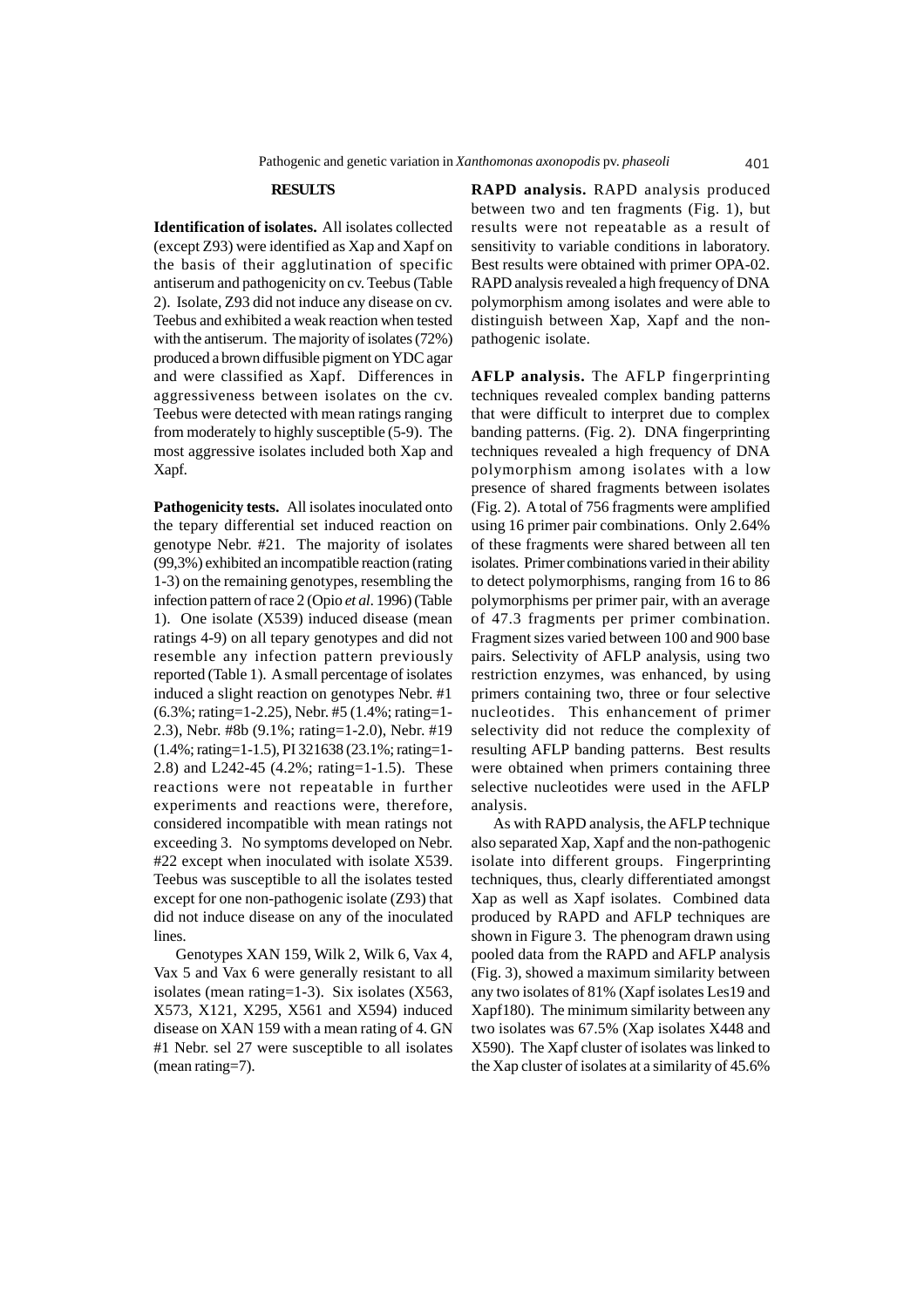## RESULTS

**Identification of isolates.** All isolates collected (except Z93) were identified as Xap and Xapf on the basis of their agglutination of specific antiserum and pathogenicity on cv. Teebus (Table 2). Isolate, Z93 did not induce any disease on cv. Teebus and exhibited a weak reaction when tested with the antiserum. The majority of isolates (72%) produced a brown diffusible pigment on YDC agar and were classified as Xapf. Differences in aggressiveness between isolates on the cv. Teebus were detected with mean ratings ranging from moderately to highly susceptible (5-9). The most aggressive isolates included both Xap and Xapf.

**Pathogenicity tests.** All isolates inoculated onto the tepary differential set induced reaction on genotype Nebr. #21. The majority of isolates (99,3%) exhibited an incompatible reaction (rating 1-3) on the remaining genotypes, resembling the infection pattern of race 2 (Opio *et al*. 1996) (Table 1). One isolate (X539) induced disease (mean ratings 4-9) on all tepary genotypes and did not resemble any infection pattern previously reported (Table 1). A small percentage of isolates induced a slight reaction on genotypes Nebr. #1 (6.3%; rating=1-2.25), Nebr. #5 (1.4%; rating=1-2.3), Nebr. #8b (9.1%; rating=1-2.0), Nebr. #19 (1.4%; rating=1-1.5), PI 321638 (23.1%; rating=1-2.8) and L242-45 (4.2%; rating=1-1.5). These reactions were not repeatable in further experiments and reactions were, therefore, considered incompatible with mean ratings not exceeding 3. No symptoms developed on Nebr. #22 except when inoculated with isolate X539. Teebus was susceptible to all the isolates tested except for one non-pathogenic isolate (Z93) that did not induce disease on any of the inoculated lines.

Genotypes XAN 159, Wilk 2, Wilk 6, Vax 4, Vax 5 and Vax 6 were generally resistant to all isolates (mean rating=1-3). Six isolates (X563, X573, X121, X295, X561 and X594) induced disease on XAN 159 with a mean rating of 4. GN #1 Nebr. sel 27 were susceptible to all isolates (mean rating=7).

**RAPD analysis.** RAPD analysis produced between two and ten fragments (Fig. 1), but results were not repeatable as a result of sensitivity to variable conditions in laboratory. Best results were obtained with primer OPA-02. RAPD analysis revealed a high frequency of DNA polymorphism among isolates and were able to distinguish between Xap, Xapf and the non-pathogenic isolate.

**AFLP analysis.** The AFLP fingerprinting techniques revealed complex banding patterns that were difficult to interpret due to complex banding patterns. (Fig. 2). DNA fingerprinting techniques revealed a high frequency of DNA polymorphism among isolates with a low presence of shared fragments between isolates (Fig. 2). A total of 756 fragments were amplified using 16 primer pair combinations. Only 2.64% of these fragments were shared between all ten isolates. Primer combinations varied in their ability to detect polymorphisms, ranging from 16 to 86 polymorphisms per primer pair, with an average of 47.3 fragments per primer combination. Fragment sizes varied between 100 and 900 base pairs. Selectivity of AFLP analysis, using two restriction enzymes, was enhanced, by using primers containing two, three or four selective nucleotides. This enhancement of primer selectivity did not reduce the complexity of resulting AFLP banding patterns. Best results were obtained when primers containing three selective nucleotides were used in the AFLP analysis.

As with RAPD analysis, the AFLP technique also separated Xap, Xapf and the non-pathogenic isolate into different groups. Fingerprinting techniques, thus, clearly differentiated amongst Xap as well as Xapf isolates. Combined data produced by RAPD and AFLP techniques are shown in Figure 3. The phenogram drawn using pooled data from the RAPD and AFLP analysis (Fig. 3), showed a maximum similarity between any two isolates of 81% (Xapf isolates Les19 and Xapf180). The minimum similarity between any two isolates was 67.5% (Xap isolates X448 and X590). The Xapf cluster of isolates was linked to the Xap cluster of isolates at a similarity of 45.6%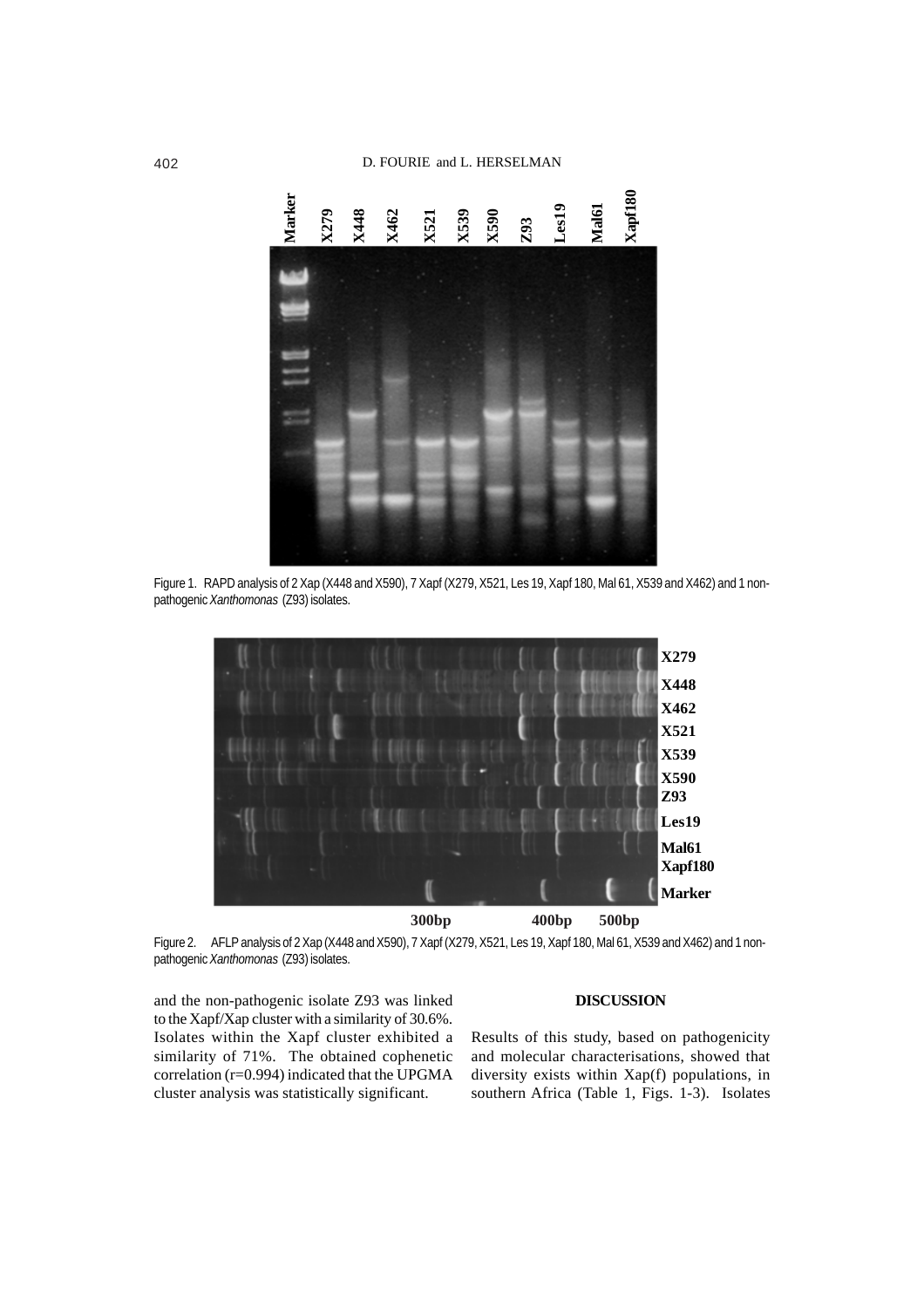Figure 1. RAPD analysis of 2 Xap (X448 and X590), 7 Xapf (X279, X521, Les 19, Xapf 180, Mal 61, X539 and X462) and 1 non-pathogenic *Xanthomonas* (Z93) isolates.

Figure 2. AFLP analysis of 2 Xap (X448 and X590), 7 Xapf (X279, X521, Les 19, Xapf 180, Mal 61, X539 and X462) and 1 non-pathogenic *Xanthomonas* (Z93) isolates.

and the non-pathogenic isolate Z93 was linked to the Xapf/Xap cluster with a similarity of 30.6%. Isolates within the Xapf cluster exhibited a similarity of 71%. The obtained cophenetic correlation (r=0.994) indicated that the UPGMA cluster analysis was statistically significant.

## DISCUSSION

Results of this study, based on pathogenicity and molecular characterisations, showed that diversity exists within Xap(f) populations, in southern Africa (Table 1, Figs. 1-3). Isolates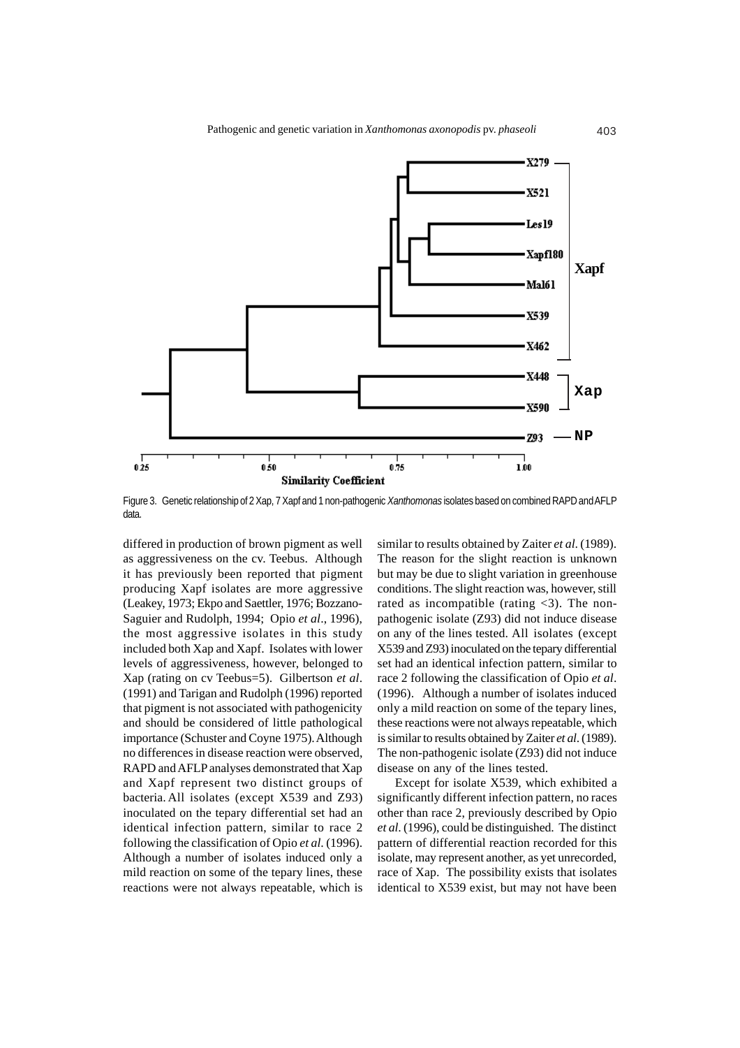Figure 3. Genetic relationship of 2 Xap, 7 Xapf and 1 non-pathogenic *Xanthomonas* isolates based on combined RAPD and AFLP data.

differed in production of brown pigment as well as aggressiveness on the cv. Teebus. Although it has previously been reported that pigment producing Xapf isolates are more aggressive (Leakey, 1973; Ekpo and Saettler, 1976; Bozzano-Saguier and Rudolph, 1994; Opio *et al*., 1996), the most aggressive isolates in this study included both Xap and Xapf. Isolates with lower levels of aggressiveness, however, belonged to Xap (rating on cv Teebus=5). Gilbertson *et al*. (1991) and Tarigan and Rudolph (1996) reported that pigment is not associated with pathogenicity and should be considered of little pathological importance (Schuster and Coyne 1975). Although no differences in disease reaction were observed, RAPD and AFLP analyses demonstrated that Xap and Xapf represent two distinct groups of bacteria. All isolates (except X539 and Z93) inoculated on the tepary differential set had an identical infection pattern, similar to race 2 following the classification of Opio *et al.* (1996). Although a number of isolates induced only a mild reaction on some of the tepary lines, these reactions were not always repeatable, which is similar to results obtained by Zaiter *et al.* (1989). The reason for the slight reaction is unknown but may be due to slight variation in greenhouse conditions. The slight reaction was, however, still rated as incompatible (rating <3). The non-pathogenic isolate (Z93) did not induce disease on any of the lines tested. All isolates (except X539 and Z93) inoculated on the tepary differential set had an identical infection pattern, similar to race 2 following the classification of Opio *et al*. (1996). Although a number of isolates induced only a mild reaction on some of the tepary lines, these reactions were not always repeatable, which is similar to results obtained by Zaiter *et al.* (1989). The non-pathogenic isolate (Z93) did not induce disease on any of the lines tested.

Except for isolate X539, which exhibited a significantly different infection pattern, no races other than race 2, previously described by Opio *et al.* (1996), could be distinguished. The distinct pattern of differential reaction recorded for this isolate, may represent another, as yet unrecorded, race of Xap. The possibility exists that isolates identical to X539 exist, but may not have been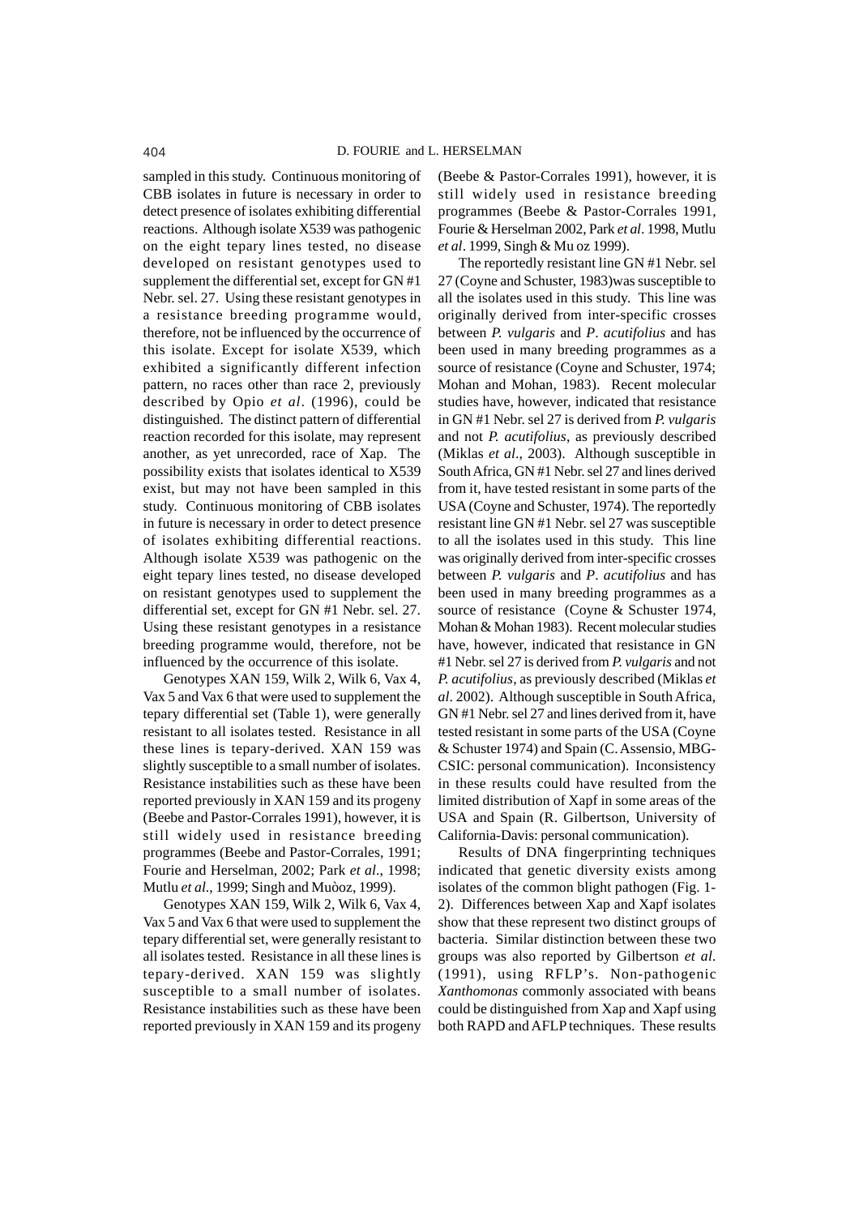sampled in this study. Continuous monitoring of CBB isolates in future is necessary in order to detect presence of isolates exhibiting differential reactions. Although isolate X539 was pathogenic on the eight tepary lines tested, no disease developed on resistant genotypes used to supplement the differential set, except for GN #1 Nebr. sel. 27. Using these resistant genotypes in a resistance breeding programme would, therefore, not be influenced by the occurrence of this isolate. Except for isolate X539, which exhibited a significantly different infection pattern, no races other than race 2, previously described by Opio *et al*. (1996), could be distinguished. The distinct pattern of differential reaction recorded for this isolate, may represent another, as yet unrecorded, race of Xap. The possibility exists that isolates identical to X539 exist, but may not have been sampled in this study. Continuous monitoring of CBB isolates in future is necessary in order to detect presence of isolates exhibiting differential reactions. Although isolate X539 was pathogenic on the eight tepary lines tested, no disease developed on resistant genotypes used to supplement the differential set, except for GN #1 Nebr. sel. 27. Using these resistant genotypes in a resistance breeding programme would, therefore, not be influenced by the occurrence of this isolate.

Genotypes XAN 159, Wilk 2, Wilk 6, Vax 4, Vax 5 and Vax 6 that were used to supplement the tepary differential set (Table 1), were generally resistant to all isolates tested. Resistance in all these lines is tepary-derived. XAN 159 was slightly susceptible to a small number of isolates. Resistance instabilities such as these have been reported previously in XAN 159 and its progeny (Beebe and Pastor-Corrales 1991), however, it is still widely used in resistance breeding programmes (Beebe and Pastor-Corrales, 1991; Fourie and Herselman, 2002; Park *et al*., 1998; Mutlu *et al*., 1999; Singh and Muòoz, 1999).

Genotypes XAN 159, Wilk 2, Wilk 6, Vax 4, Vax 5 and Vax 6 that were used to supplement the tepary differential set, were generally resistant to all isolates tested. Resistance in all these lines is tepary-derived. XAN 159 was slightly susceptible to a small number of isolates. Resistance instabilities such as these have been reported previously in XAN 159 and its progeny (Beebe & Pastor-Corrales 1991), however, it is still widely used in resistance breeding programmes (Beebe & Pastor-Corrales 1991, Fourie & Herselman 2002, Park *et al*. 1998, Mutlu *et al*. 1999, Singh & Mu oz 1999).

The reportedly resistant line GN #1 Nebr. sel 27 (Coyne and Schuster, 1983)was susceptible to all the isolates used in this study. This line was originally derived from inter-specific crosses between *P. vulgaris* and *P*. *acutifolius* and has been used in many breeding programmes as a source of resistance (Coyne and Schuster, 1974; Mohan and Mohan, 1983). Recent molecular studies have, however, indicated that resistance in GN #1 Nebr. sel 27 is derived from *P. vulgaris* and not *P. acutifolius*, as previously described (Miklas *et al*., 2003). Although susceptible in South Africa, GN #1 Nebr. sel 27 and lines derived from it, have tested resistant in some parts of the USA (Coyne and Schuster, 1974). The reportedly resistant line GN #1 Nebr. sel 27 was susceptible to all the isolates used in this study. This line was originally derived from inter-specific crosses between *P. vulgaris* and *P*. *acutifolius* and has been used in many breeding programmes as a source of resistance (Coyne & Schuster 1974, Mohan & Mohan 1983). Recent molecular studies have, however, indicated that resistance in GN #1 Nebr. sel 27 is derived from *P. vulgaris* and not *P. acutifolius*, as previously described (Miklas *et al*. 2002). Although susceptible in South Africa, GN #1 Nebr. sel 27 and lines derived from it, have tested resistant in some parts of the USA (Coyne & Schuster 1974) and Spain (C. Assensio, MBG-CSIC: personal communication). Inconsistency in these results could have resulted from the limited distribution of Xapf in some areas of the USA and Spain (R. Gilbertson, University of California-Davis: personal communication).

Results of DNA fingerprinting techniques indicated that genetic diversity exists among isolates of the common blight pathogen (Fig. 1-2). Differences between Xap and Xapf isolates show that these represent two distinct groups of bacteria. Similar distinction between these two groups was also reported by Gilbertson *et al*. (1991), using RFLP's. Non-pathogenic *Xanthomonas* commonly associated with beans could be distinguished from Xap and Xapf using both RAPD and AFLP techniques. These results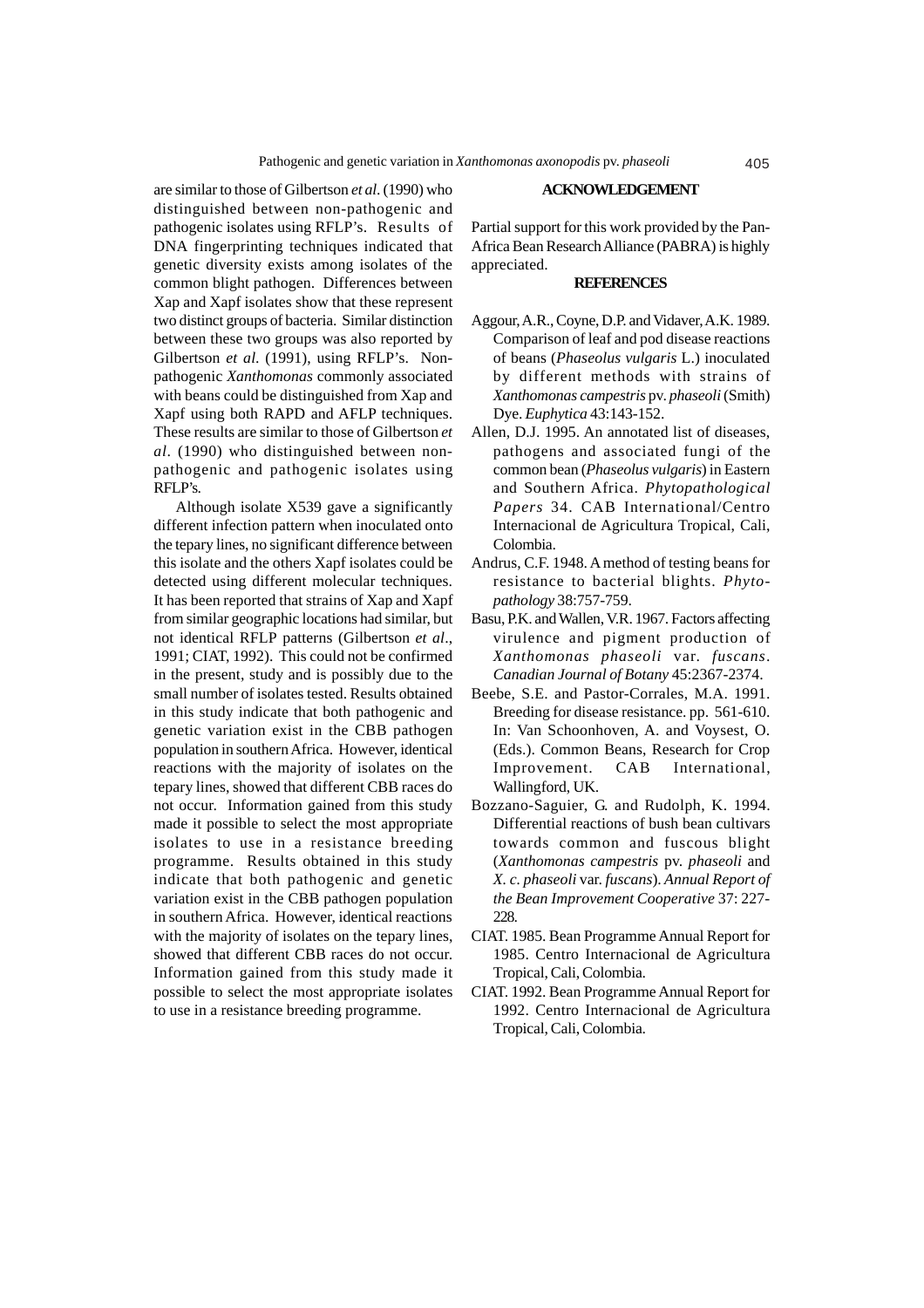are similar to those of Gilbertson *et al*. (1990) who distinguished between non-pathogenic and pathogenic isolates using RFLP's. Results of DNA fingerprinting techniques indicated that genetic diversity exists among isolates of the common blight pathogen. Differences between Xap and Xapf isolates show that these represent two distinct groups of bacteria. Similar distinction between these two groups was also reported by Gilbertson *et al*. (1991), using RFLP's. Non-pathogenic *Xanthomonas* commonly associated with beans could be distinguished from Xap and Xapf using both RAPD and AFLP techniques. These results are similar to those of Gilbertson *et al*. (1990) who distinguished between non-pathogenic and pathogenic isolates using RFLP's.

Although isolate X539 gave a significantly different infection pattern when inoculated onto the tepary lines, no significant difference between this isolate and the others Xapf isolates could be detected using different molecular techniques. It has been reported that strains of Xap and Xapf from similar geographic locations had similar, but not identical RFLP patterns (Gilbertson *et al*., 1991; CIAT, 1992). This could not be confirmed in the present, study and is possibly due to the small number of isolates tested. Results obtained in this study indicate that both pathogenic and genetic variation exist in the CBB pathogen population in southern Africa. However, identical reactions with the majority of isolates on the tepary lines, showed that different CBB races do not occur. Information gained from this study made it possible to select the most appropriate isolates to use in a resistance breeding programme. Results obtained in this study indicate that both pathogenic and genetic variation exist in the CBB pathogen population in southern Africa. However, identical reactions with the majority of isolates on the tepary lines, showed that different CBB races do not occur. Information gained from this study made it possible to select the most appropriate isolates to use in a resistance breeding programme.

## ACKNOWLEDGEMENT

Partial support for this work provided by the Pan-Africa Bean Research Alliance (PABRA) is highly appreciated.

## REFERENCES

Aggour, A.R., Coyne, D.P. and Vidaver, A.K. 1989. Comparison of leaf and pod disease reactions of beans (*Phaseolus vulgaris* L.) inoculated by different methods with strains of *Xanthomonas campestris* pv. *phaseoli* (Smith) Dye. *Euphytica* 43:143-152.

Allen, D.J. 1995. An annotated list of diseases, pathogens and associated fungi of the common bean (*Phaseolus vulgaris*) in Eastern and Southern Africa. *Phytopathological Papers* 34. CAB International/Centro Internacional de Agricultura Tropical, Cali, Colombia.

Andrus, C.F. 1948. A method of testing beans for resistance to bacterial blights. *Phytopathology* 38:757-759.

Basu, P.K. and Wallen, V.R. 1967. Factors affecting virulence and pigment production of *Xanthomonas phaseoli* var. *fuscans*. *Canadian Journal of Botany* 45:2367-2374.

Beebe, S.E. and Pastor-Corrales, M.A. 1991. Breeding for disease resistance. pp. 561-610. In: Van Schoonhoven, A. and Voysest, O. (Eds.). Common Beans, Research for Crop Improvement. CAB International, Wallingford, UK.

Bozzano-Saguier, G. and Rudolph, K. 1994. Differential reactions of bush bean cultivars towards common and fuscous blight (*Xanthomonas campestris* pv. *phaseoli* and *X. c. phaseoli* var. *fuscans*). *Annual Report of the Bean Improvement Cooperative* 37: 227-228.

CIAT. 1985. Bean Programme Annual Report for 1985. Centro Internacional de Agricultura Tropical, Cali, Colombia.

CIAT. 1992. Bean Programme Annual Report for 1992. Centro Internacional de Agricultura Tropical, Cali, Colombia.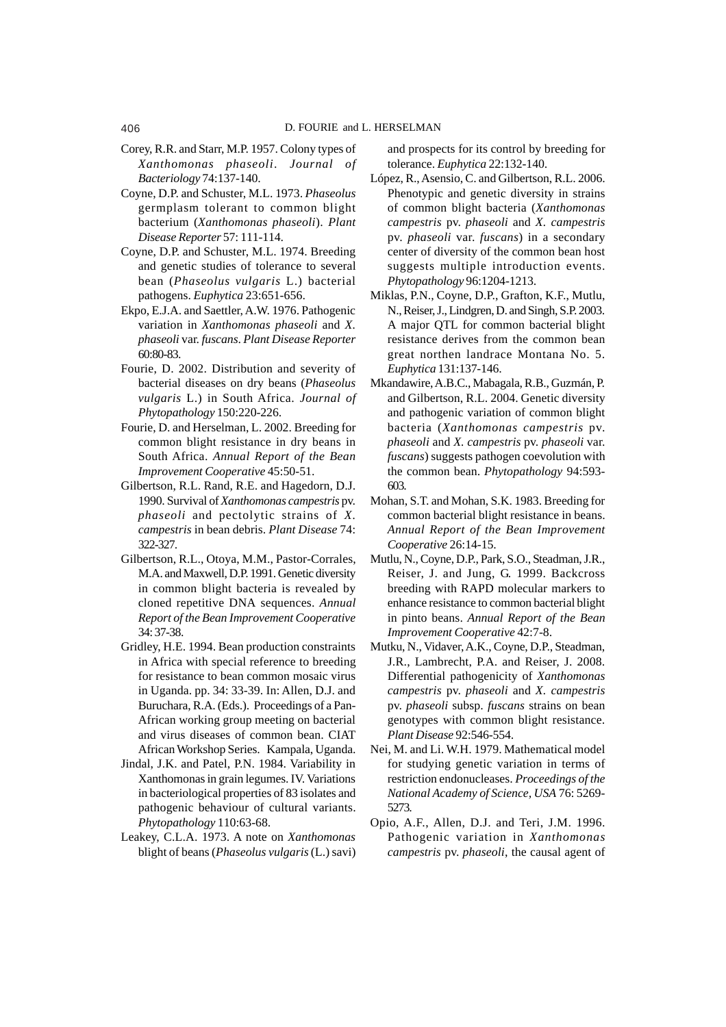Corey, R.R. and Starr, M.P. 1957. Colony types of *Xanthomonas phaseoli*. *Journal of Bacteriology* 74:137-140.

Coyne, D.P. and Schuster, M.L. 1973. *Phaseolus* germplasm tolerant to common blight bacterium (*Xanthomonas phaseoli*). *Plant Disease Reporter* 57: 111-114.

Coyne, D.P. and Schuster, M.L. 1974. Breeding and genetic studies of tolerance to several bean (*Phaseolus vulgaris* L.) bacterial pathogens. *Euphytica* 23:651-656.

Ekpo, E.J.A. and Saettler, A.W. 1976. Pathogenic variation in *Xanthomonas phaseoli* and *X. phaseoli* var. *fuscans*. *Plant Disease Reporter* 60:80-83.

Fourie, D. 2002. Distribution and severity of bacterial diseases on dry beans (*Phaseolus vulgaris* L.) in South Africa. *Journal of Phytopathology* 150:220-226.

Fourie, D. and Herselman, L. 2002. Breeding for common blight resistance in dry beans in South Africa. *Annual Report of the Bean Improvement Cooperative* 45:50-51.

Gilbertson, R.L. Rand, R.E. and Hagedorn, D.J. 1990. Survival of *Xanthomonas campestris* pv. *phaseoli* and pectolytic strains of *X. campestris* in bean debris. *Plant Disease* 74: 322-327.

Gilbertson, R.L., Otoya, M.M., Pastor-Corrales, M.A. and Maxwell, D.P. 1991. Genetic diversity in common blight bacteria is revealed by cloned repetitive DNA sequences. *Annual Report of the Bean Improvement Cooperative* 34: 37-38.

Gridley, H.E. 1994. Bean production constraints in Africa with special reference to breeding for resistance to bean common mosaic virus in Uganda. pp. 34: 33-39. In: Allen, D.J. and Buruchara, R.A. (Eds.). Proceedings of a Pan-African working group meeting on bacterial and virus diseases of common bean. CIAT African Workshop Series. Kampala, Uganda.

Jindal, J.K. and Patel, P.N. 1984. Variability in Xanthomonas in grain legumes. IV. Variations in bacteriological properties of 83 isolates and pathogenic behaviour of cultural variants. *Phytopathology* 110:63-68.

Leakey, C.L.A. 1973. A note on *Xanthomonas* blight of beans (*Phaseolus vulgaris* (L.) savi) and prospects for its control by breeding for tolerance. *Euphytica* 22:132-140.

López, R., Asensio, C. and Gilbertson, R.L. 2006. Phenotypic and genetic diversity in strains of common blight bacteria (*Xanthomonas campestris* pv. *phaseoli* and *X. campestris* pv. *phaseoli* var. *fuscans*) in a secondary center of diversity of the common bean host suggests multiple introduction events. *Phytopathology* 96:1204-1213.

Miklas, P.N., Coyne, D.P., Grafton, K.F., Mutlu, N., Reiser, J., Lindgren, D. and Singh, S.P. 2003. A major QTL for common bacterial blight resistance derives from the common bean great northen landrace Montana No. 5. *Euphytica* 131:137-146.

Mkandawire, A.B.C., Mabagala, R.B., Guzmán, P. and Gilbertson, R.L. 2004. Genetic diversity and pathogenic variation of common blight bacteria (*Xanthomonas campestris* pv. *phaseoli* and *X. campestris* pv. *phaseoli* var. *fuscans*) suggests pathogen coevolution with the common bean. *Phytopathology* 94:593-603.

Mohan, S.T. and Mohan, S.K. 1983. Breeding for common bacterial blight resistance in beans. *Annual Report of the Bean Improvement Cooperative* 26:14-15.

Mutlu, N., Coyne, D.P., Park, S.O., Steadman, J.R., Reiser, J. and Jung, G. 1999. Backcross breeding with RAPD molecular markers to enhance resistance to common bacterial blight in pinto beans. *Annual Report of the Bean Improvement Cooperative* 42:7-8.

Mutku, N., Vidaver, A.K., Coyne, D.P., Steadman, J.R., Lambrecht, P.A. and Reiser, J. 2008. Differential pathogenicity of *Xanthomonas campestris* pv. *phaseoli* and *X. campestris* pv. *phaseoli* subsp. *fuscans* strains on bean genotypes with common blight resistance. *Plant Disease* 92:546-554.

Nei, M. and Li. W.H. 1979. Mathematical model for studying genetic variation in terms of restriction endonucleases. *Proceedings of the National Academy of Science, USA* 76: 5269-5273.

Opio, A.F., Allen, D.J. and Teri, J.M. 1996. Pathogenic variation in *Xanthomonas campestris* pv. *phaseoli*, the causal agent of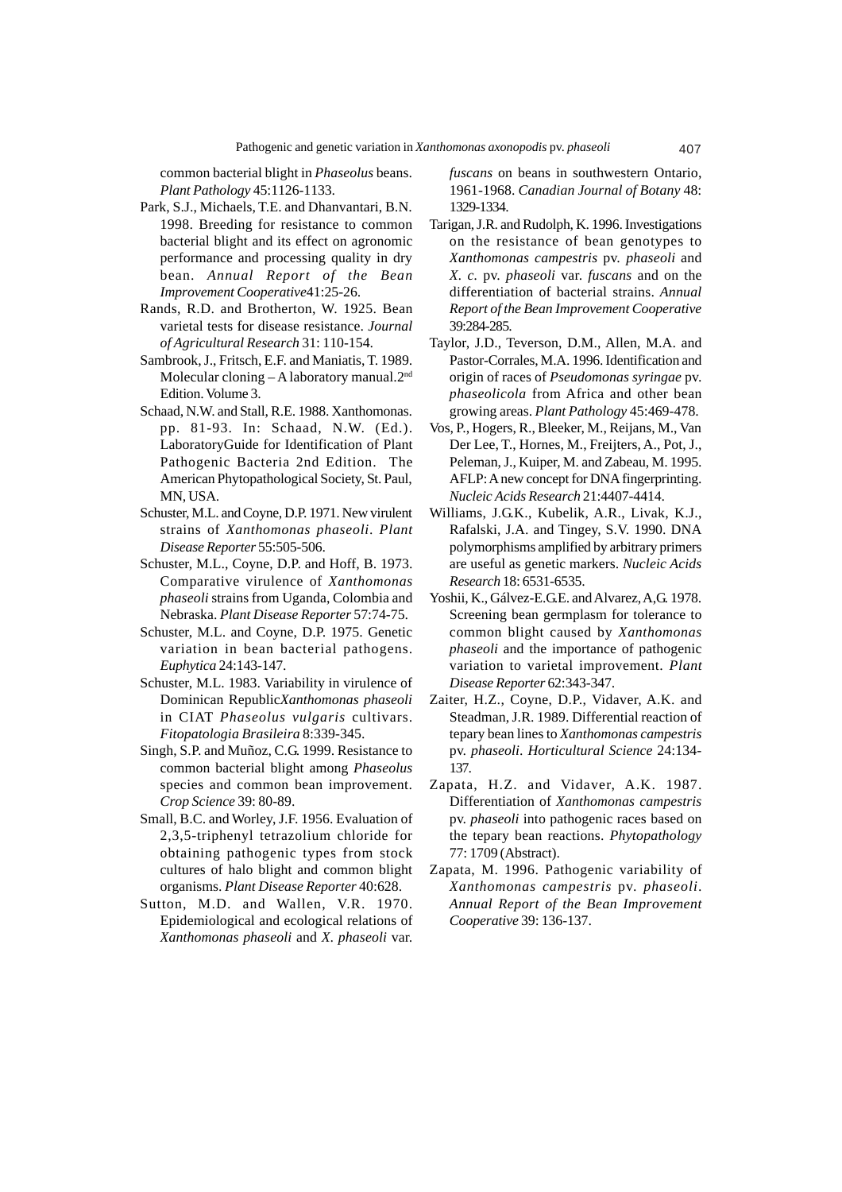common bacterial blight in *Phaseolus* beans. *Plant Pathology* 45:1126-1133.

Park, S.J., Michaels, T.E. and Dhanvantari, B.N. 1998. Breeding for resistance to common bacterial blight and its effect on agronomic performance and processing quality in dry bean. *Annual Report of the Bean Improvement Cooperative*41:25-26.

Rands, R.D. and Brotherton, W. 1925. Bean varietal tests for disease resistance. *Journal of Agricultural Research* 31: 110-154.

Sambrook, J., Fritsch, E.F. and Maniatis, T. 1989. Molecular cloning – A laboratory manual.2[nd] Edition. Volume 3.

Schaad, N.W. and Stall, R.E. 1988. Xanthomonas. pp. 81-93. In: Schaad, N.W. (Ed.). LaboratoryGuide for Identification of Plant Pathogenic Bacteria 2nd Edition. The American Phytopathological Society, St. Paul, MN, USA.

Schuster, M.L. and Coyne, D.P. 1971. New virulent strains of *Xanthomonas phaseoli*. *Plant Disease Reporter* 55:505-506.

Schuster, M.L., Coyne, D.P. and Hoff, B. 1973. Comparative virulence of *Xanthomonas phaseoli* strains from Uganda, Colombia and Nebraska. *Plant Disease Reporter* 57:74-75.

Schuster, M.L. and Coyne, D.P. 1975. Genetic variation in bean bacterial pathogens. *Euphytica* 24:143-147.

Schuster, M.L. 1983. Variability in virulence of Dominican Republic*Xanthomonas phaseoli* in CIAT *Phaseolus vulgaris* cultivars. *Fitopatologia Brasileira* 8:339-345.

Singh, S.P. and Muñoz, C.G. 1999. Resistance to common bacterial blight among *Phaseolus* species and common bean improvement. *Crop Science* 39: 80-89.

Small, B.C. and Worley, J.F. 1956. Evaluation of 2,3,5-triphenyl tetrazolium chloride for obtaining pathogenic types from stock cultures of halo blight and common blight organisms. *Plant Disease Reporter* 40:628.

Sutton, M.D. and Wallen, V.R. 1970. Epidemiological and ecological relations of *Xanthomonas phaseoli* and *X. phaseoli* var. *fuscans* on beans in southwestern Ontario, 1961-1968. *Canadian Journal of Botany* 48: 1329-1334.

Tarigan, J.R. and Rudolph, K. 1996. Investigations on the resistance of bean genotypes to *Xanthomonas campestris* pv. *phaseoli* and *X. c.* pv. *phaseoli* var. *fuscans* and on the differentiation of bacterial strains. *Annual Report of the Bean Improvement Cooperative* 39:284-285.

Taylor, J.D., Teverson, D.M., Allen, M.A. and Pastor-Corrales, M.A. 1996. Identification and origin of races of *Pseudomonas syringae* pv. *phaseolicola* from Africa and other bean growing areas. *Plant Pathology* 45:469-478.

Vos, P., Hogers, R., Bleeker, M., Reijans, M., Van Der Lee, T., Hornes, M., Freijters, A., Pot, J., Peleman, J., Kuiper, M. and Zabeau, M. 1995. AFLP: A new concept for DNA fingerprinting. *Nucleic Acids Research* 21:4407-4414.

Williams, J.G.K., Kubelik, A.R., Livak, K.J., Rafalski, J.A. and Tingey, S.V. 1990. DNA polymorphisms amplified by arbitrary primers are useful as genetic markers. *Nucleic Acids Research* 18: 6531-6535.

Yoshii, K., Gálvez-E.G.E. and Alvarez, A,G. 1978. Screening bean germplasm for tolerance to common blight caused by *Xanthomonas phaseoli* and the importance of pathogenic variation to varietal improvement. *Plant Disease Reporter* 62:343-347.

Zaiter, H.Z., Coyne, D.P., Vidaver, A.K. and Steadman, J.R. 1989. Differential reaction of tepary bean lines to *Xanthomonas campestris* pv. *phaseoli*. *Horticultural Science* 24:134-137.

Zapata, H.Z. and Vidaver, A.K. 1987. Differentiation of *Xanthomonas campestris* pv. *phaseoli* into pathogenic races based on the tepary bean reactions. *Phytopathology* 77: 1709 (Abstract).

Zapata, M. 1996. Pathogenic variability of *Xanthomonas campestris* pv. *phaseoli*. *Annual Report of the Bean Improvement Cooperative* 39: 136-137.